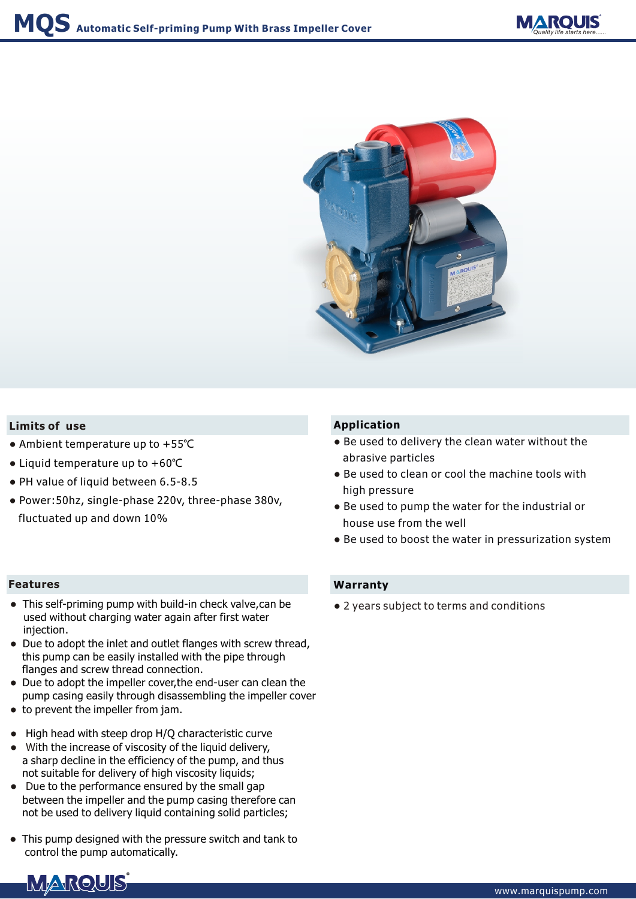# MQS Automatic Self-priming Pump With Brass Impeller Cover

## Limits of use

- Ambient temperature up to +55℃
- Liquid temperature up to +60℃
- PH value of liquid between 6.5-8.5
- Power:50hz, single-phase 220v, three-phase 380v, fluctuated up and down 10%

## Application

- Be used to delivery the clean water without the abrasive particles
- Be used to clean or cool the machine tools with high pressure
- Be used to pump the water for the industrial or house use from the well
- Be used to boost the water in pressurization system

## Features

- This self-priming pump with build-in check valve,can be used without charging water again after first water injection.
- Due to adopt the inlet and outlet flanges with screw thread, this pump can be easily installed with the pipe through flanges and screw thread connection.
- Due to adopt the impeller cover,the end-user can clean the pump casing easily through disassembling the impeller cover
- to prevent the impeller from jam.
- High head with steep drop H/Q characteristic curve
- With the increase of viscosity of the liquid delivery, a sharp decline in the efficiency of the pump, and thus not suitable for delivery of high viscosity liquids;
- Due to the performance ensured by the small gap between the impeller and the pump casing therefore can not be used to delivery liquid containing solid particles;
- This pump designed with the pressure switch and tank to control the pump automatically.

## Warranty

- 2 years subject to terms and conditions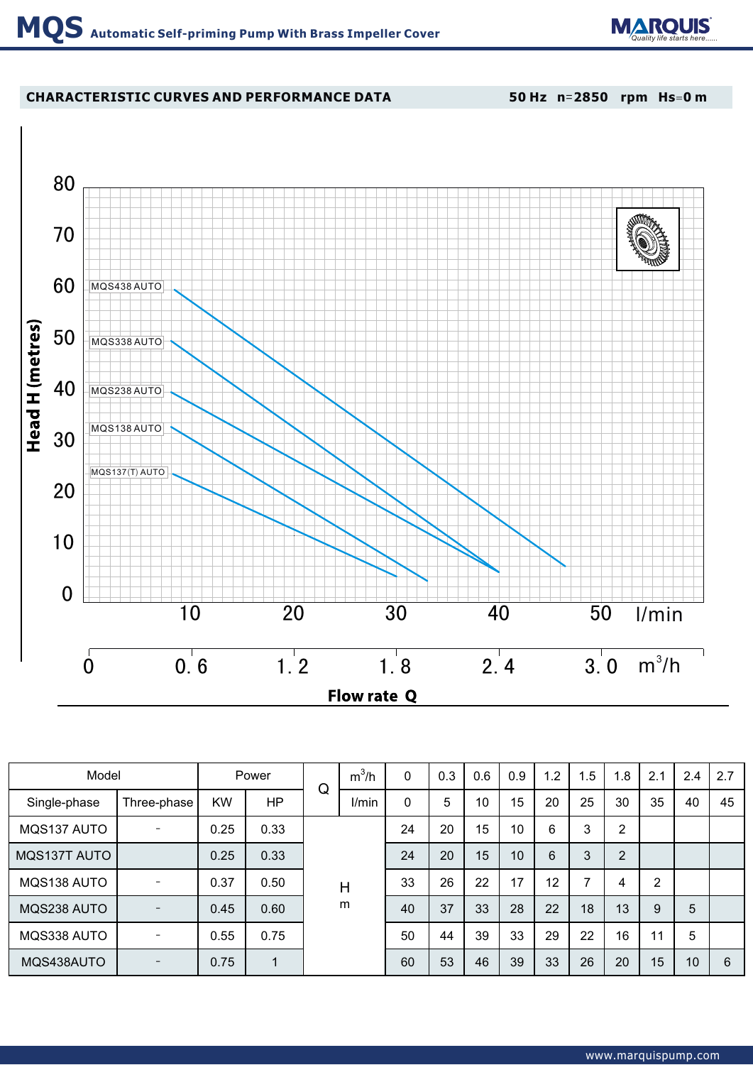# MQS Automatic Self-priming Pump With Brass Impeller Cover

## CHARACTERISTIC CURVES AND PERFORMANCE DATA

50 Hz n=2850 rpm Hs=0 m

| Model | | Power | | Q | m³/h | 0 | 0.3 | 0.6 | 0.9 | 1.2 | 1.5 | 1.8 | 2.1 | 2.4 | 2.7 |
|---|---|---|---|---|---|---|---|---|---|---|---|---|---|---|---|
| Single-phase | Three-phase | KW | HP | | l/min | 0 | 5 | 10 | 15 | 20 | 25 | 30 | 35 | 40 | 45 |
| MQS137 AUTO | - | 0.25 | 0.33 | H m | | 24 | 20 | 15 | 10 | 6 | 3 | 2 | | | |
| MQS137T AUTO | | 0.25 | 0.33 | | | 24 | 20 | 15 | 10 | 6 | 3 | 2 | | | |
| MQS138 AUTO | - | 0.37 | 0.50 | | | 33 | 26 | 22 | 17 | 12 | 7 | 4 | 2 | | |
| MQS238 AUTO | - | 0.45 | 0.60 | | | 40 | 37 | 33 | 28 | 22 | 18 | 13 | 9 | 5 | |
| MQS338 AUTO | - | 0.55 | 0.75 | | | 50 | 44 | 39 | 33 | 29 | 22 | 16 | 11 | 5 | |
| MQS438AUTO | - | 0.75 | 1 | | | 60 | 53 | 46 | 39 | 33 | 26 | 20 | 15 | 10 | 6 |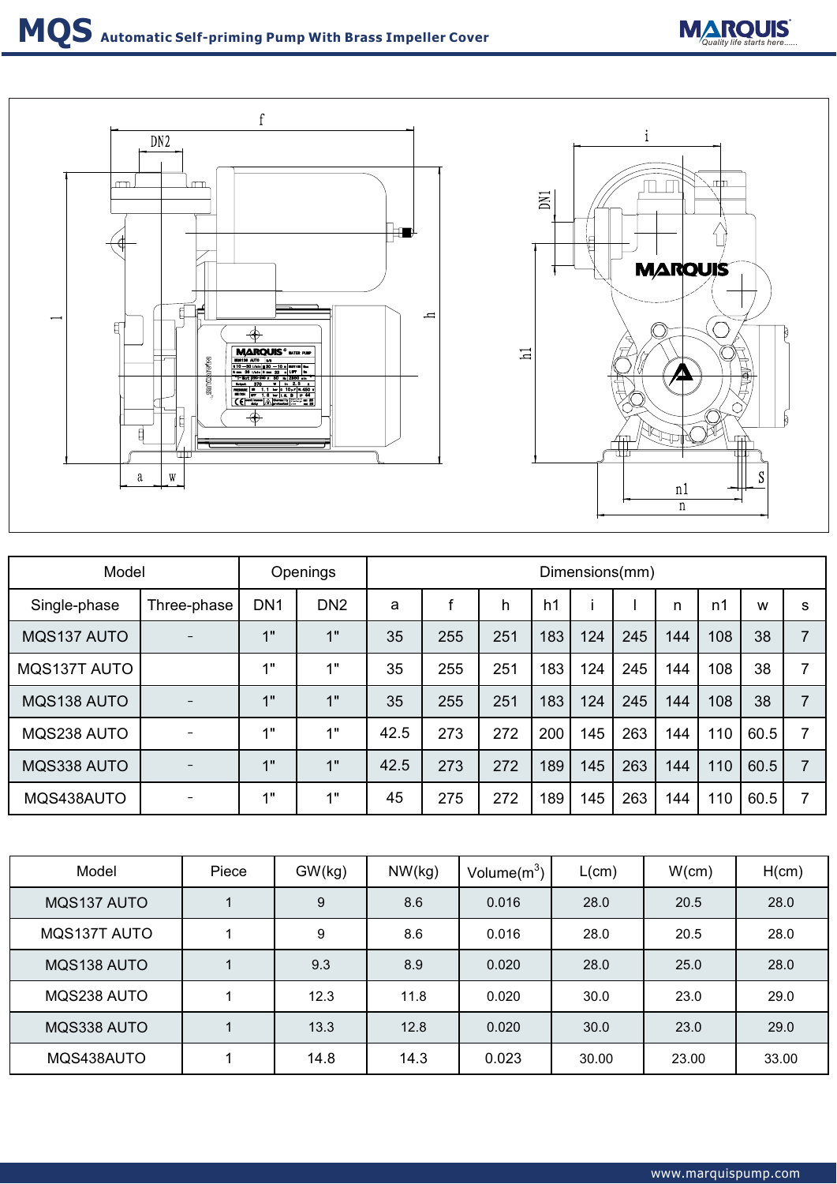# MQS Automatic Self-priming Pump With Brass Impeller Cover

| Model | | Openings | | Dimensions(mm) | | | | | | | | | |
|---|---|---|---|---|---|---|---|---|---|---|---|---|---|
| Single-phase | Three-phase | DN1 | DN2 | a | f | h | h1 | i | l | n | n1 | w | s |
| MQS137 AUTO | - | 1" | 1" | 35 | 255 | 251 | 183 | 124 | 245 | 144 | 108 | 38 | 7 |
| MQS137T AUTO | | 1" | 1" | 35 | 255 | 251 | 183 | 124 | 245 | 144 | 108 | 38 | 7 |
| MQS138 AUTO | - | 1" | 1" | 35 | 255 | 251 | 183 | 124 | 245 | 144 | 108 | 38 | 7 |
| MQS238 AUTO | - | 1" | 1" | 42.5 | 273 | 272 | 200 | 145 | 263 | 144 | 110 | 60.5 | 7 |
| MQS338 AUTO | - | 1" | 1" | 42.5 | 273 | 272 | 189 | 145 | 263 | 144 | 110 | 60.5 | 7 |
| MQS438AUTO | - | 1" | 1" | 45 | 275 | 272 | 189 | 145 | 263 | 144 | 110 | 60.5 | 7 |

| Model | Piece | GW(kg) | NW(kg) | Volume($m^3$) | L(cm) | W(cm) | H(cm) |
|---|---|---|---|---|---|---|---|
| MQS137 AUTO | 1 | 9 | 8.6 | 0.016 | 28.0 | 20.5 | 28.0 |
| MQS137T AUTO | 1 | 9 | 8.6 | 0.016 | 28.0 | 20.5 | 28.0 |
| MQS138 AUTO | 1 | 9.3 | 8.9 | 0.020 | 28.0 | 25.0 | 28.0 |
| MQS238 AUTO | 1 | 12.3 | 11.8 | 0.020 | 30.0 | 23.0 | 29.0 |
| MQS338 AUTO | 1 | 13.3 | 12.8 | 0.020 | 30.0 | 23.0 | 29.0 |
| MQS438AUTO | 1 | 14.8 | 14.3 | 0.023 | 30.00 | 23.00 | 33.00 |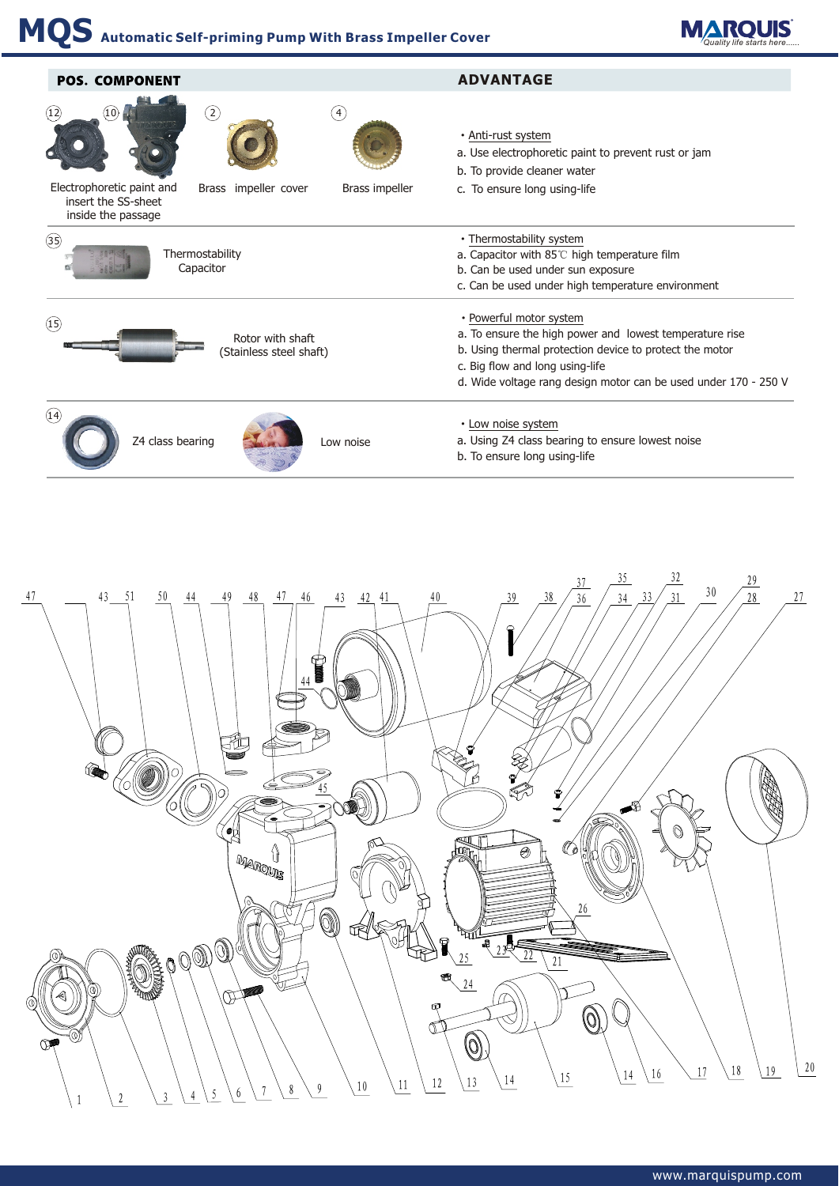# MQS Automatic Self-priming Pump With Brass Impeller Cover

| POS. COMPONENT | | | ADVANTAGE |
|---|---|---|---|
| (12) (10) Electrophoretic paint and insert the SS-sheet inside the passage | (2) Brass impeller cover | (4) Brass impeller | · Anti-rust system<br>a. Use electrophoretic paint to prevent rust or jam<br>b. To provide cleaner water<br>c. To ensure long using-life |
| (35) Thermostability Capacitor | | | · Thermostability system<br>a. Capacitor with 85℃ high temperature film<br>b. Can be used under sun exposure<br>c. Can be used under high temperature environment |
| (15) Rotor with shaft (Stainless steel shaft) | | | · Powerful motor system<br>a. To ensure the high power and lowest temperature rise<br>b. Using thermal protection device to protect the motor<br>c. Big flow and long using-life<br>d. Wide voltage rang design motor can be used under 170 - 250 V |
| (14) Z4 class bearing | Low noise | | · Low noise system<br>a. Using Z4 class bearing to ensure lowest noise<br>b. To ensure long using-life |

47 43 51 50 44 49 48 47 46 43 42 41 40 39 38 37 36 35 34 33 32 31 30 29 28 27

44 45 26 25 24 23 22 21

1 2 3 4 5 6 7 8 9 10 11 12 13 14 15 14 16 17 18 19 20